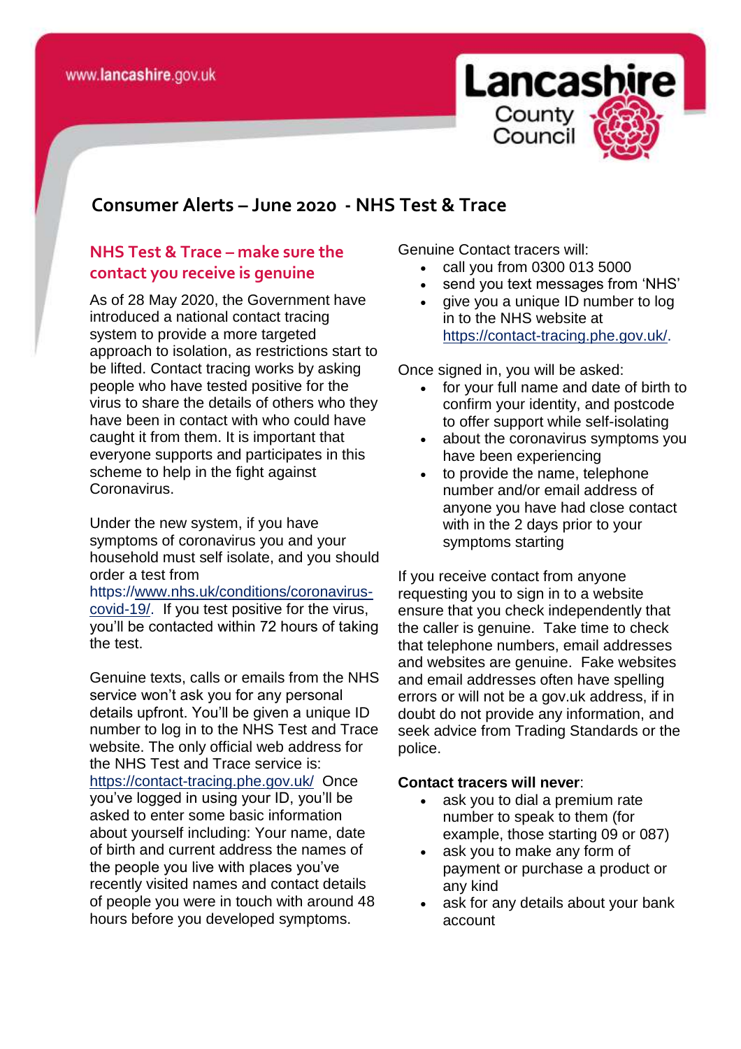www.lancashire.gov.uk

Lancashire County Council

# Consumer Alerts – June 2020 - NHS Test & Trace

## NHS Test & Trace – make sure the contact you receive is genuine

As of 28 May 2020, the Government have introduced a national contact tracing system to provide a more targeted approach to isolation, as restrictions start to be lifted. Contact tracing works by asking people who have tested positive for the virus to share the details of others who they have been in contact with who could have caught it from them. It is important that everyone supports and participates in this scheme to help in the fight against Coronavirus.

Under the new system, if you have symptoms of coronavirus you and your household must self isolate, and you should order a test from https://www.nhs.uk/conditions/coronavirus-covid-19/. If you test positive for the virus, you'll be contacted within 72 hours of taking the test.

Genuine texts, calls or emails from the NHS service won't ask you for any personal details upfront. You'll be given a unique ID number to log in to the NHS Test and Trace website. The only official web address for the NHS Test and Trace service is: https://contact-tracing.phe.gov.uk/ Once you've logged in using your ID, you'll be asked to enter some basic information about yourself including: Your name, date of birth and current address the names of the people you live with places you've recently visited names and contact details of people you were in touch with around 48 hours before you developed symptoms.

Genuine Contact tracers will:

- call you from 0300 013 5000
- send you text messages from 'NHS'
- give you a unique ID number to log in to the NHS website at https://contact-tracing.phe.gov.uk/.

Once signed in, you will be asked:

- for your full name and date of birth to confirm your identity, and postcode to offer support while self-isolating
- about the coronavirus symptoms you have been experiencing
- to provide the name, telephone number and/or email address of anyone you have had close contact with in the 2 days prior to your symptoms starting

If you receive contact from anyone requesting you to sign in to a website ensure that you check independently that the caller is genuine. Take time to check that telephone numbers, email addresses and websites are genuine. Fake websites and email addresses often have spelling errors or will not be a gov.uk address, if in doubt do not provide any information, and seek advice from Trading Standards or the police.

**Contact tracers will never**:

- ask you to dial a premium rate number to speak to them (for example, those starting 09 or 087)
- ask you to make any form of payment or purchase a product or any kind
- ask for any details about your bank account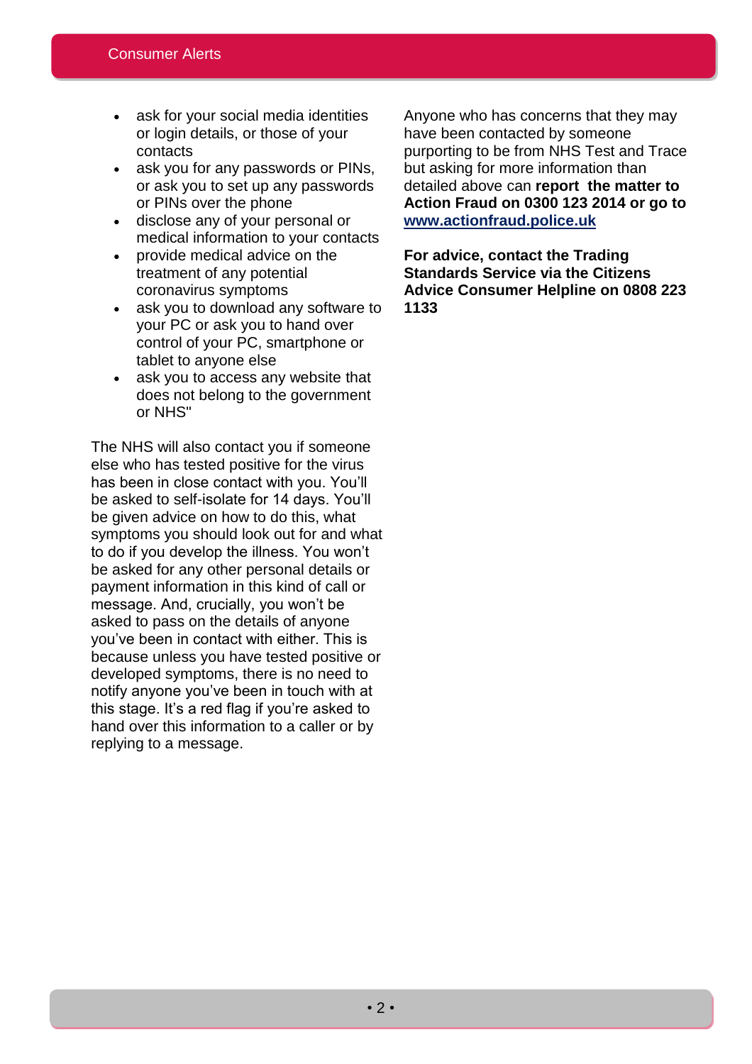- ask for your social media identities or login details, or those of your contacts
- ask you for any passwords or PINs, or ask you to set up any passwords or PINs over the phone
- disclose any of your personal or medical information to your contacts
- provide medical advice on the treatment of any potential coronavirus symptoms
- ask you to download any software to your PC or ask you to hand over control of your PC, smartphone or tablet to anyone else
- ask you to access any website that does not belong to the government or NHS"

The NHS will also contact you if someone else who has tested positive for the virus has been in close contact with you. You'll be asked to self-isolate for 14 days. You'll be given advice on how to do this, what symptoms you should look out for and what to do if you develop the illness. You won't be asked for any other personal details or payment information in this kind of call or message. And, crucially, you won't be asked to pass on the details of anyone you've been in contact with either. This is because unless you have tested positive or developed symptoms, there is no need to notify anyone you've been in touch with at this stage. It's a red flag if you're asked to hand over this information to a caller or by replying to a message.

Anyone who has concerns that they may have been contacted by someone purporting to be from NHS Test and Trace but asking for more information than detailed above can **report the matter to Action Fraud on 0300 123 2014 or go to [www.actionfraud.police.uk](http://www.actionfraud.police.uk)**

**For advice, contact the Trading Standards Service via the Citizens Advice Consumer Helpline on 0808 223 1133**